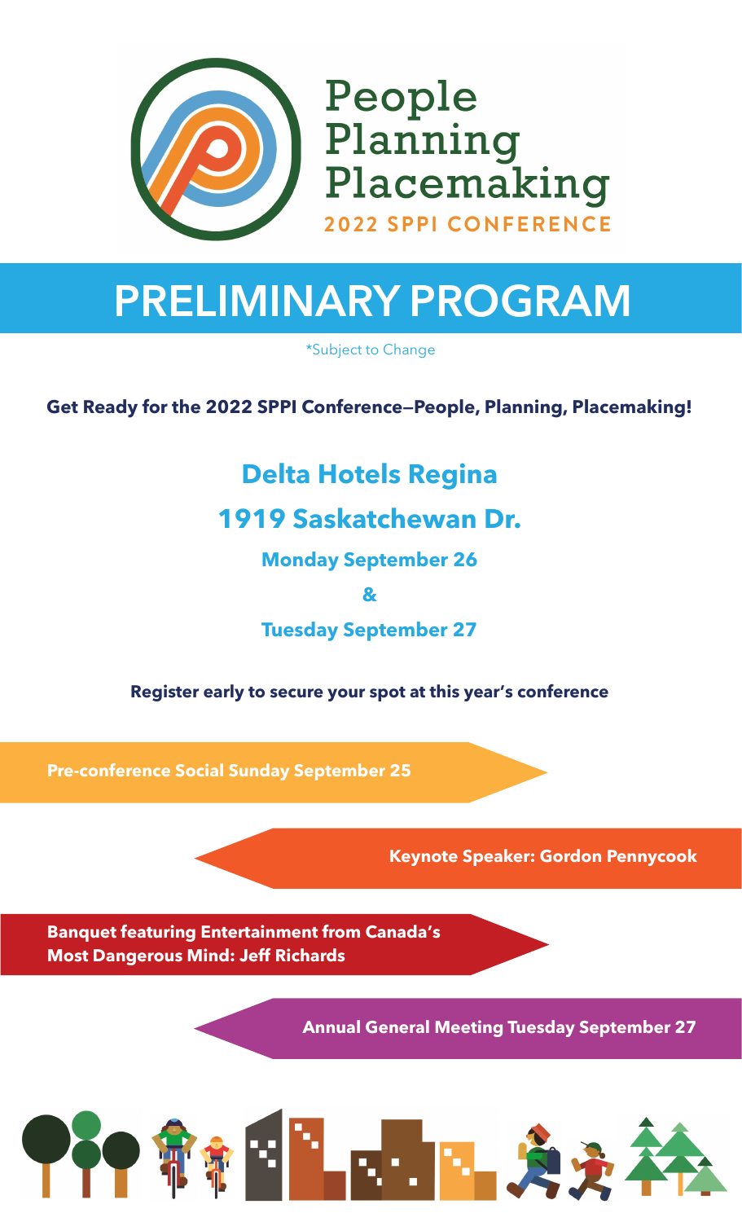# People Planning Placemaking

**2022 SPPI CONFERENCE**

# PRELIMINARY PROGRAM

*Subject to Change

**Get Ready for the 2022 SPPI Conference—People, Planning, Placemaking!**

## Delta Hotels Regina

## 1919 Saskatchewan Dr.

**Monday September 26**

**&**

**Tuesday September 27**

**Register early to secure your spot at this year's conference**

**Pre-conference Social Sunday September 25**

**Keynote Speaker: Gordon Pennycook**

**Banquet featuring Entertainment from Canada's Most Dangerous Mind: Jeff Richards**

**Annual General Meeting Tuesday September 27**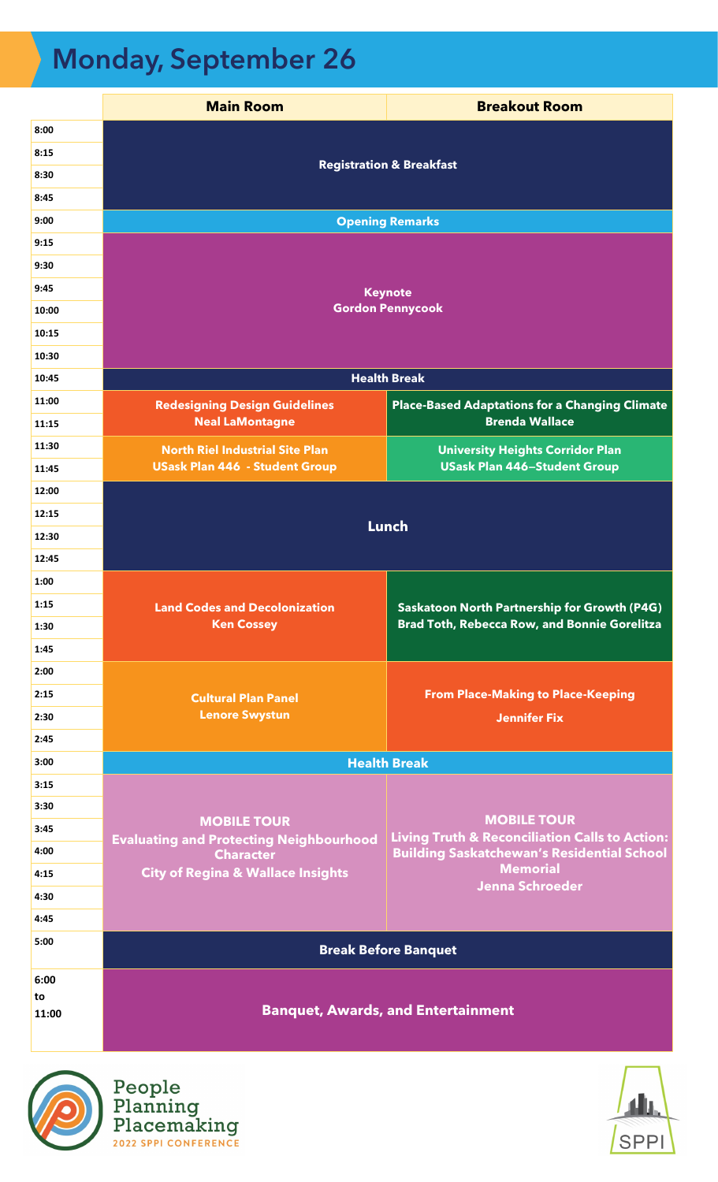# Monday, September 26

| Time | Main Room | Breakout Room |
|---|---|---|
| 8:00–8:45 | **Registration & Breakfast** | |
| 9:00 | **Opening Remarks** | |
| 9:15–10:30 | **Keynote**<br>**Gordon Pennycook** | |
| 10:45 | **Health Break** | |
| 11:00–11:15 | **Redesigning Design Guidelines**<br>**Neal LaMontagne** | **Place-Based Adaptations for a Changing Climate**<br>**Brenda Wallace** |
| 11:30–11:45 | **North Riel Industrial Site Plan**<br>**USask Plan 446 - Student Group** | **University Heights Corridor Plan**<br>**USask Plan 446–Student Group** |
| 12:00–12:45 | **Lunch** | |
| 1:00–1:45 | **Land Codes and Decolonization**<br>**Ken Cossey** | **Saskatoon North Partnership for Growth (P4G)**<br>**Brad Toth, Rebecca Row, and Bonnie Gorelitza** |
| 2:00–2:45 | **Cultural Plan Panel**<br>**Lenore Swystun** | **From Place-Making to Place-Keeping**<br>**Jennifer Fix** |
| 3:00 | **Health Break** | |
| 3:15–4:45 | **MOBILE TOUR**<br>**Evaluating and Protecting Neighbourhood Character**<br>**City of Regina & Wallace Insights** | **MOBILE TOUR**<br>**Living Truth & Reconciliation Calls to Action: Building Saskatchewan's Residential School Memorial**<br>**Jenna Schroeder** |
| 5:00 | **Break Before Banquet** | |
| 6:00 to 11:00 | **Banquet, Awards, and Entertainment** | |

People Planning Placemaking
2022 SPPI CONFERENCE

SPPI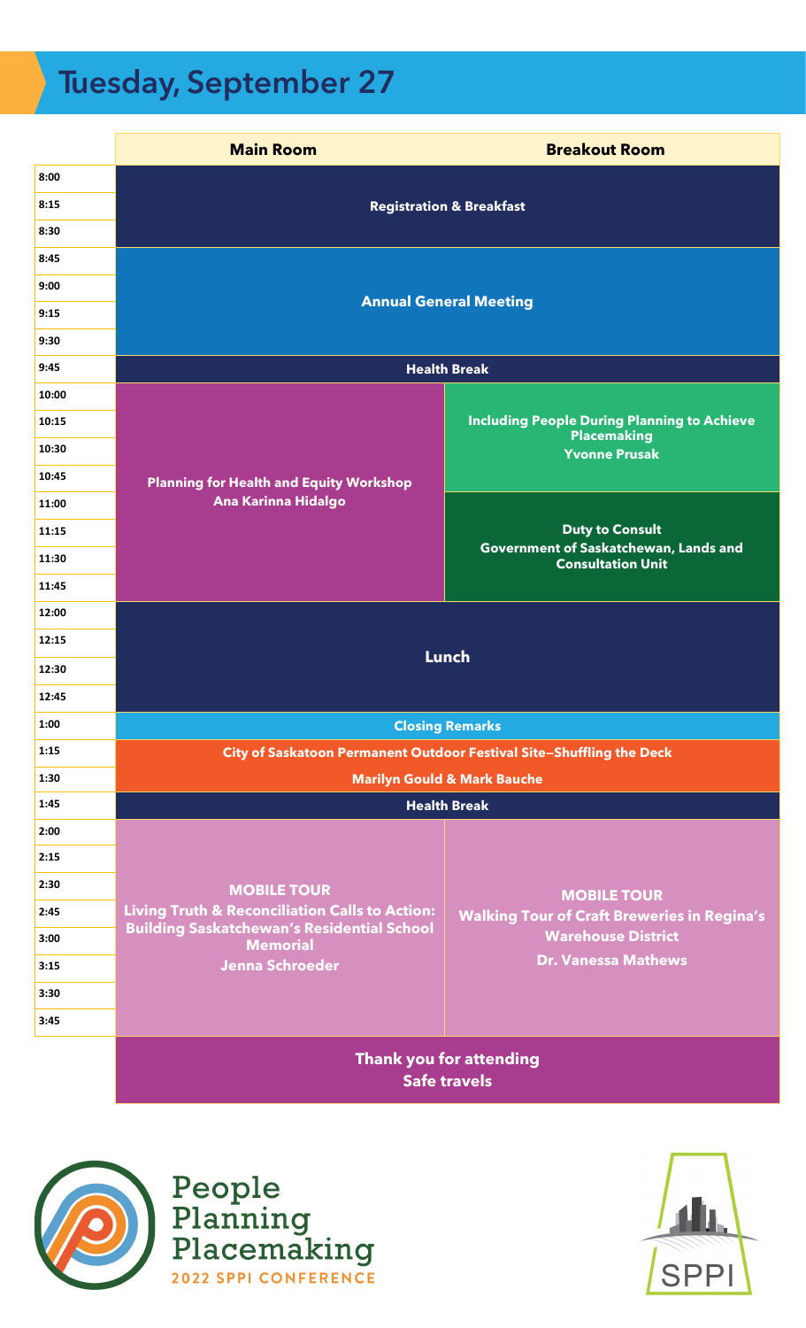# Tuesday, September 27

| | Main Room | Breakout Room |
|---|---|---|
| 8:00 | **Registration & Breakfast** | |
| 8:15 | | |
| 8:30 | | |
| 8:45 | **Annual General Meeting** | |
| 9:00 | | |
| 9:15 | | |
| 9:30 | | |
| 9:45 | **Health Break** | |
| 10:00 | **Planning for Health and Equity Workshop**<br>**Ana Karinna Hidalgo** | **Including People During Planning to Achieve Placemaking**<br>**Yvonne Prusak** |
| 10:15 | | |
| 10:30 | | |
| 10:45 | | |
| 11:00 | | **Duty to Consult**<br>**Government of Saskatchewan, Lands and Consultation Unit** |
| 11:15 | | |
| 11:30 | | |
| 11:45 | | |
| 12:00 | **Lunch** | |
| 12:15 | | |
| 12:30 | | |
| 12:45 | | |
| 1:00 | **Closing Remarks** | |
| 1:15 | **City of Saskatoon Permanent Outdoor Festival Site–Shuffling the Deck**<br>**Marilyn Gould & Mark Bauche** | |
| 1:30 | | |
| 1:45 | **Health Break** | |
| 2:00 | **MOBILE TOUR**<br>**Living Truth & Reconciliation Calls to Action: Building Saskatchewan's Residential School Memorial**<br>**Jenna Schroeder** | **MOBILE TOUR**<br>**Walking Tour of Craft Breweries in Regina's Warehouse District**<br>**Dr. Vanessa Mathews** |
| 2:15 | | |
| 2:30 | | |
| 2:45 | | |
| 3:00 | | |
| 3:15 | | |
| 3:30 | | |
| 3:45 | | |

**Thank you for attending**
**Safe travels**

People Planning Placemaking
2022 SPPI CONFERENCE

SPPI